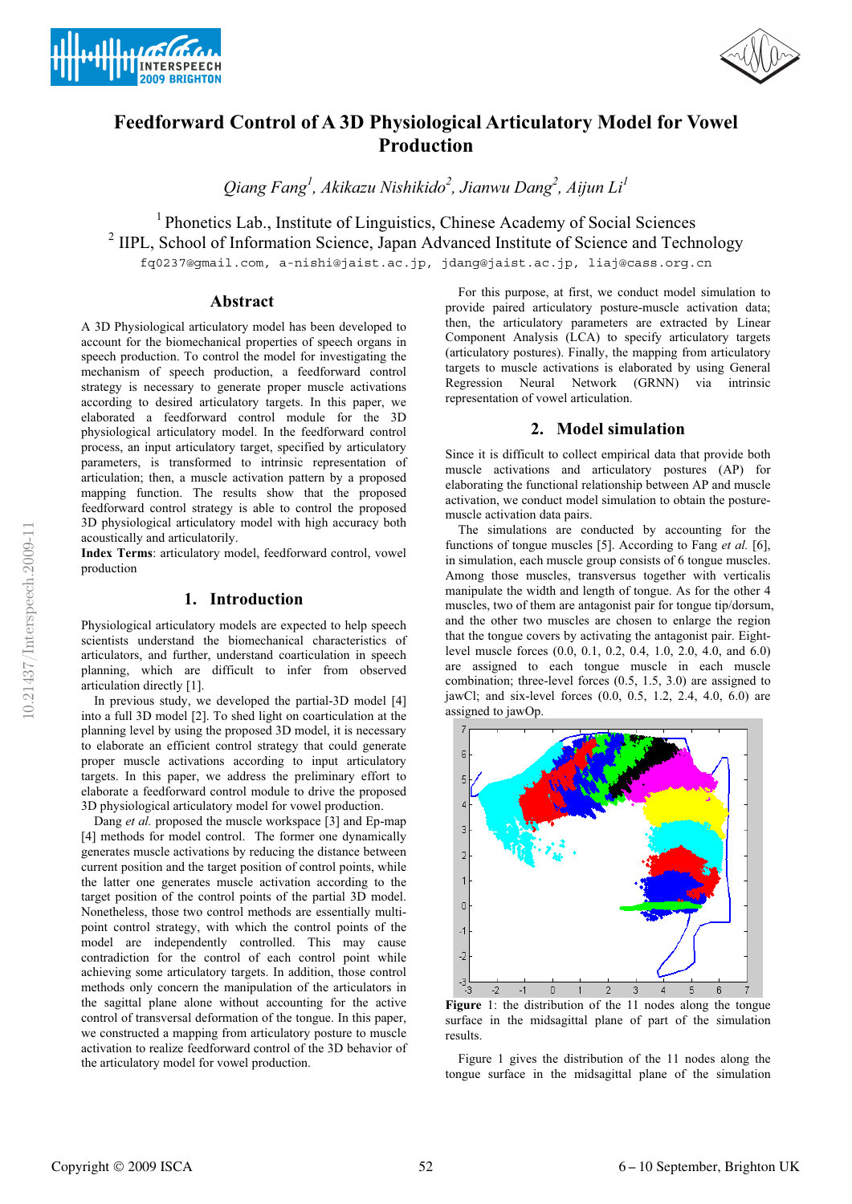# Feedforward Control of A 3D Physiological Articulatory Model for Vowel Production

*Qiang Fang[1], Akikazu Nishikido[2], Jianwu Dang[2], Aijun Li[1]*

[1] Phonetics Lab., Institute of Linguistics, Chinese Academy of Social Sciences
[2] IIPL, School of Information Science, Japan Advanced Institute of Science and Technology

fq0237@gmail.com, a-nishi@jaist.ac.jp, jdang@jaist.ac.jp, liaj@cass.org.cn

## Abstract

A 3D Physiological articulatory model has been developed to account for the biomechanical properties of speech organs in speech production. To control the model for investigating the mechanism of speech production, a feedforward control strategy is necessary to generate proper muscle activations according to desired articulatory targets. In this paper, we elaborated a feedforward control module for the 3D physiological articulatory model. In the feedforward control process, an input articulatory target, specified by articulatory parameters, is transformed to intrinsic representation of articulation; then, a muscle activation pattern by a proposed mapping function. The results show that the proposed feedforward control strategy is able to control the proposed 3D physiological articulatory model with high accuracy both acoustically and articulatorily.

**Index Terms**: articulatory model, feedforward control, vowel production

## 1. Introduction

Physiological articulatory models are expected to help speech scientists understand the biomechanical characteristics of articulators, and further, understand coarticulation in speech planning, which are difficult to infer from observed articulation directly [1].

In previous study, we developed the partial-3D model [4] into a full 3D model [2]. To shed light on coarticulation at the planning level by using the proposed 3D model, it is necessary to elaborate an efficient control strategy that could generate proper muscle activations according to input articulatory targets. In this paper, we address the preliminary effort to elaborate a feedforward control module to drive the proposed 3D physiological articulatory model for vowel production.

Dang *et al.* proposed the muscle workspace [3] and Ep-map [4] methods for model control. The former one dynamically generates muscle activations by reducing the distance between current position and the target position of control points, while the latter one generates muscle activation according to the target position of the control points of the partial 3D model. Nonetheless, those two control methods are essentially multi-point control strategy, with which the control points of the model are independently controlled. This may cause contradiction for the control of each control point while achieving some articulatory targets. In addition, those control methods only concern the manipulation of the articulators in the sagittal plane alone without accounting for the active control of transversal deformation of the tongue. In this paper, we constructed a mapping from articulatory posture to muscle activation to realize feedforward control of the 3D behavior of the articulatory model for vowel production.

For this purpose, at first, we conduct model simulation to provide paired articulatory posture-muscle activation data; then, the articulatory parameters are extracted by Linear Component Analysis (LCA) to specify articulatory targets (articulatory postures). Finally, the mapping from articulatory targets to muscle activations is elaborated by using General Regression Neural Network (GRNN) via intrinsic representation of vowel articulation.

## 2. Model simulation

Since it is difficult to collect empirical data that provide both muscle activations and articulatory postures (AP) for elaborating the functional relationship between AP and muscle activation, we conduct model simulation to obtain the posture-muscle activation data pairs.

The simulations are conducted by accounting for the functions of tongue muscles [5]. According to Fang *et al.* [6], in simulation, each muscle group consists of 6 tongue muscles. Among those muscles, transversus together with verticalis manipulate the width and length of tongue. As for the other 4 muscles, two of them are antagonist pair for tongue tip/dorsum, and the other two muscles are chosen to enlarge the region that the tongue covers by activating the antagonist pair. Eight-level muscle forces (0.0, 0.1, 0.2, 0.4, 1.0, 2.0, 4.0, and 6.0) are assigned to each tongue muscle in each muscle combination; three-level forces (0.5, 1.5, 3.0) are assigned to jawCl; and six-level forces (0.0, 0.5, 1.2, 2.4, 4.0, 6.0) are assigned to jawOp.

**Figure 1**: the distribution of the 11 nodes along the tongue surface in the midsagittal plane of part of the simulation results.

Figure 1 gives the distribution of the 11 nodes along the tongue surface in the midsagittal plane of the simulation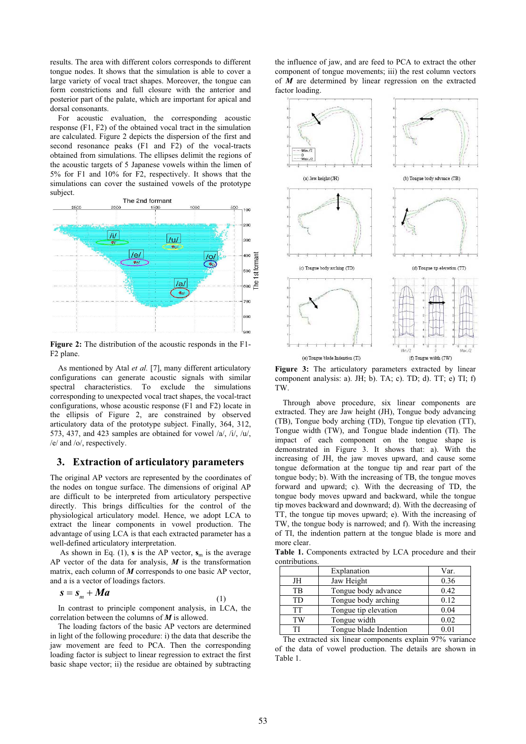results. The area with different colors corresponds to different tongue nodes. It shows that the simulation is able to cover a large variety of vocal tract shapes. Moreover, the tongue can form constrictions and full closure with the anterior and posterior part of the palate, which are important for apical and dorsal consonants.

For acoustic evaluation, the corresponding acoustic response (F1, F2) of the obtained vocal tract in the simulation are calculated. Figure 2 depicts the dispersion of the first and second resonance peaks (F1 and F2) of the vocal-tracts obtained from simulations. The ellipses delimit the regions of the acoustic targets of 5 Japanese vowels within the limen of 5% for F1 and 10% for F2, respectively. It shows that the simulations can cover the sustained vowels of the prototype subject.

**Figure 2:** The distribution of the acoustic responds in the F1-F2 plane.

As mentioned by Atal *et al.* [7], many different articulatory configurations can generate acoustic signals with similar spectral characteristics. To exclude the simulations corresponding to unexpected vocal tract shapes, the vocal-tract configurations, whose acoustic response (F1 and F2) locate in the ellipsis of Figure 2, are constrained by observed articulatory data of the prototype subject. Finally, 364, 312, 573, 437, and 423 samples are obtained for vowel /a/, /i/, /u/, /e/ and /o/, respectively.

## 3. Extraction of articulatory parameters

The original AP vectors are represented by the coordinates of the nodes on tongue surface. The dimensions of original AP are difficult to be interpreted from articulatory perspective directly. This brings difficulties for the control of the physiological articulatory model. Hence, we adopt LCA to extract the linear components in vowel production. The advantage of using LCA is that each extracted parameter has a well-defined articulatory interpretation.

As shown in Eq. (1), **s** is the AP vector, $\mathbf{s}_m$ is the average AP vector of the data for analysis, ***M*** is the transformation matrix, each column of ***M*** corresponds to one basic AP vector, and a is a vector of loadings factors.

$$\boldsymbol{s} = \boldsymbol{s}_m + \boldsymbol{M}\boldsymbol{a} \tag{1}$$

In contrast to principle component analysis, in LCA, the correlation between the columns of ***M*** is allowed.

The loading factors of the basic AP vectors are determined in light of the following procedure: i) the data that describe the jaw movement are feed to PCA. Then the corresponding loading factor is subject to linear regression to extract the first basic shape vector; ii) the residue are obtained by subtracting the influence of jaw, and are feed to PCA to extract the other component of tongue movements; iii) the rest column vectors of ***M*** are determined by linear regression on the extracted factor loading.

**Figure 3:** The articulatory parameters extracted by linear component analysis: a). JH; b). TA; c). TD; d). TT; e) TI; f) TW.

Through above procedure, six linear components are extracted. They are Jaw height (JH), Tongue body advancing (TB), Tongue body arching (TD), Tongue tip elevation (TT), Tongue width (TW), and Tongue blade indention (TI). The impact of each component on the tongue shape is demonstrated in Figure 3. It shows that: a). With the increasing of JH, the jaw moves upward, and cause some tongue deformation at the tongue tip and rear part of the tongue body; b). With the increasing of TB, the tongue moves forward and upward; c). With the decreasing of TD, the tongue body moves upward and backward, while the tongue tip moves backward and downward; d). With the decreasing of TT, the tongue tip moves upward; e). With the increasing of TW, the tongue body is narrowed; and f). With the increasing of TI, the indention pattern at the tongue blade is more and more clear.

**Table 1.** Components extracted by LCA procedure and their contributions.

| | Explanation | Var. |
|---|---|---|
| JH | Jaw Height | 0.36 |
| TB | Tongue body advance | 0.42 |
| TD | Tongue body arching | 0.12 |
| TT | Tongue tip elevation | 0.04 |
| TW | Tongue width | 0.02 |
| TI | Tongue blade Indention | 0.01 |

The extracted six linear components explain 97% variance of the data of vowel production. The details are shown in Table 1.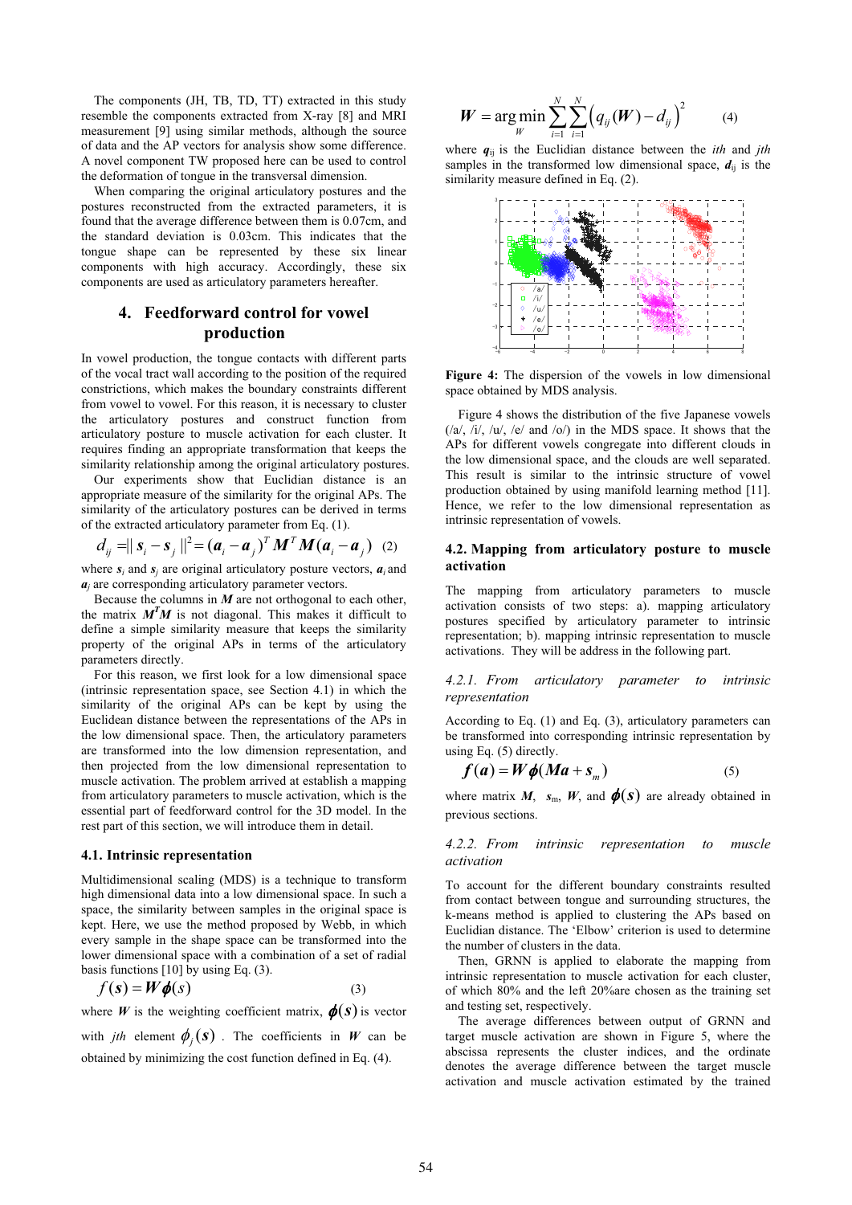The components (JH, TB, TD, TT) extracted in this study resemble the components extracted from X-ray [8] and MRI measurement [9] using similar methods, although the source of data and the AP vectors for analysis show some difference. A novel component TW proposed here can be used to control the deformation of tongue in the transversal dimension.

When comparing the original articulatory postures and the postures reconstructed from the extracted parameters, it is found that the average difference between them is 0.07cm, and the standard deviation is 0.03cm. This indicates that the tongue shape can be represented by these six linear components with high accuracy. Accordingly, these six components are used as articulatory parameters hereafter.

## 4. Feedforward control for vowel production

In vowel production, the tongue contacts with different parts of the vocal tract wall according to the position of the required constrictions, which makes the boundary constraints different from vowel to vowel. For this reason, it is necessary to cluster the articulatory postures and construct function from articulatory posture to muscle activation for each cluster. It requires finding an appropriate transformation that keeps the similarity relationship among the original articulatory postures.

Our experiments show that Euclidian distance is an appropriate measure of the similarity for the original APs. The similarity of the articulatory postures can be derived in terms of the extracted articulatory parameter from Eq. (1).

$$d_{ij} = \| \boldsymbol{s}_i - \boldsymbol{s}_j \|^2 = (\boldsymbol{a}_i - \boldsymbol{a}_j)^T \boldsymbol{M}^T \boldsymbol{M} (\boldsymbol{a}_i - \boldsymbol{a}_j) \quad (2)$$

where $\boldsymbol{s}_i$ and $\boldsymbol{s}_j$ are original articulatory posture vectors, $\boldsymbol{a}_i$ and $\boldsymbol{a}_j$ are corresponding articulatory parameter vectors.

Because the columns in $\boldsymbol{M}$ are not orthogonal to each other, the matrix $\boldsymbol{M}^T\boldsymbol{M}$ is not diagonal. This makes it difficult to define a simple similarity measure that keeps the similarity property of the original APs in terms of the articulatory parameters directly.

For this reason, we first look for a low dimensional space (intrinsic representation space, see Section 4.1) in which the similarity of the original APs can be kept by using the Euclidean distance between the representations of the APs in the low dimensional space. Then, the articulatory parameters are transformed into the low dimension representation, and then projected from the low dimensional representation to muscle activation. The problem arrived at establish a mapping from articulatory parameters to muscle activation, which is the essential part of feedforward control for the 3D model. In the rest part of this section, we will introduce them in detail.

### 4.1. Intrinsic representation

Multidimensional scaling (MDS) is a technique to transform high dimensional data into a low dimensional space. In such a space, the similarity between samples in the original space is kept. Here, we use the method proposed by Webb, in which every sample in the shape space can be transformed into the lower dimensional space with a combination of a set of radial basis functions [10] by using Eq. (3).

$$f(\boldsymbol{s}) = \boldsymbol{W}\boldsymbol{\phi}(\boldsymbol{s}) \quad (3)$$

where $\boldsymbol{W}$ is the weighting coefficient matrix, $\boldsymbol{\phi}(\boldsymbol{s})$ is vector with *jth* element $\phi_j(\boldsymbol{s})$. The coefficients in $\boldsymbol{W}$ can be obtained by minimizing the cost function defined in Eq. (4).

$$\boldsymbol{W} = \arg\min_{W} \sum_{i=1}^{N}\sum_{j=1}^{N}\left(q_{ij}(\boldsymbol{W}) - d_{ij}\right)^2 \quad (4)$$

where $\boldsymbol{q}_{ij}$ is the Euclidian distance between the *ith* and *jth* samples in the transformed low dimensional space, $\boldsymbol{d}_{ij}$ is the similarity measure defined in Eq. (2).

**Figure 4:** The dispersion of the vowels in low dimensional space obtained by MDS analysis.

Figure 4 shows the distribution of the five Japanese vowels (/a/, /i/, /u/, /e/ and /o/) in the MDS space. It shows that the APs for different vowels congregate into different clouds in the low dimensional space, and the clouds are well separated. This result is similar to the intrinsic structure of vowel production obtained by using manifold learning method [11]. Hence, we refer to the low dimensional representation as intrinsic representation of vowels.

### 4.2. Mapping from articulatory posture to muscle activation

The mapping from articulatory parameters to muscle activation consists of two steps: a). mapping articulatory postures specified by articulatory parameter to intrinsic representation; b). mapping intrinsic representation to muscle activations. They will be address in the following part.

#### *4.2.1. From articulatory parameter to intrinsic representation*

According to Eq. (1) and Eq. (3), articulatory parameters can be transformed into corresponding intrinsic representation by using Eq. (5) directly.

$$f(\boldsymbol{a}) = \boldsymbol{W}\boldsymbol{\phi}(\boldsymbol{M}\boldsymbol{a} + \boldsymbol{s}_m) \quad (5)$$

where matrix $\boldsymbol{M}$, $\boldsymbol{s}_m$, $\boldsymbol{W}$, and $\boldsymbol{\phi}(\boldsymbol{s})$ are already obtained in previous sections.

#### *4.2.2. From intrinsic representation to muscle activation*

To account for the different boundary constraints resulted from contact between tongue and surrounding structures, the k-means method is applied to clustering the APs based on Euclidian distance. The 'Elbow' criterion is used to determine the number of clusters in the data.

Then, GRNN is applied to elaborate the mapping from intrinsic representation to muscle activation for each cluster, of which 80% and the left 20%are chosen as the training set and testing set, respectively.

The average differences between output of GRNN and target muscle activation are shown in Figure 5, where the abscissa represents the cluster indices, and the ordinate denotes the average difference between the target muscle activation and muscle activation estimated by the trained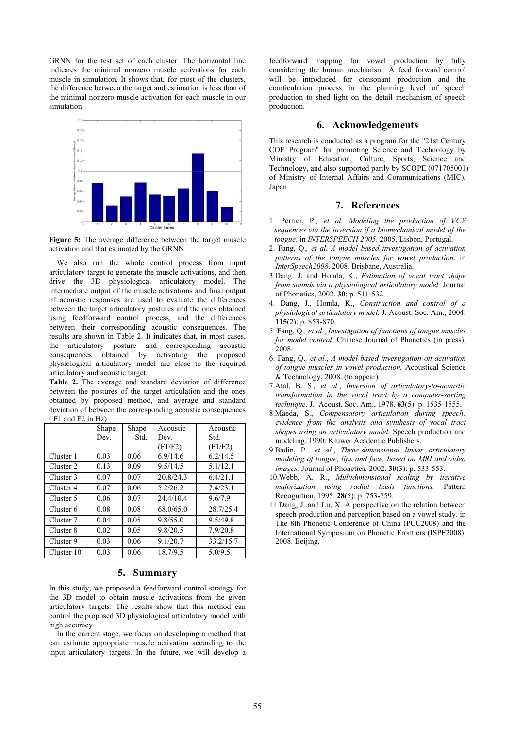GRNN for the test set of each cluster. The horizontal line indicates the minimal nonzero muscle activations for each muscle in simulation. It shows that, for most of the clusters, the difference between the target and estimation is less than of the minimal nonzero muscle activation for each muscle in our simulation.

0.2
0.18
0.16
0.14
0.12
0.1
0.08
0.06
0.04
0.02
0
0 1 2 3 4 5 6 7 8 9 10 11
Cluster Index

**Figure 5:** The average difference between the target muscle activation and that estimated by the GRNN

We also run the whole control process from input articulatory target to generate the muscle activations, and then drive the 3D physiological articulatory model. The intermediate output of the muscle activations and final output of acoustic responses are used to evaluate the differences between the target articulatory postures and the ones obtained using feedforward control process, and the differences between their corresponding acoustic consequences. The results are shown in Table 2. It indicates that, in most cases, the articulatory posture and corresponding acoustic consequences obtained by activating the proposed physiological articulatory model are close to the required articulatory and acoustic target.

**Table 2.** The average and standard deviation of difference between the postures of the target articulation and the ones obtained by proposed method, and average and standard deviation of between the corresponding acoustic consequences ( F1 and F2 in Hz)

| | Shape Dev. | Shape Std. | Acoustic Dev. (F1/F2) | Acoustic Std. (F1/F2) |
|---|---|---|---|---|
| Cluster 1 | 0.03 | 0.06 | 6.9/14.6 | 6.2/14.5 |
| Cluster 2 | 0.13 | 0.09 | 9.5/14.5 | 5.1/12.1 |
| Cluster 3 | 0.07 | 0.07 | 20.8/24.3 | 6.4/21.1 |
| Cluster 4 | 0.07 | 0.06 | 5.2/26.2 | 7.4/23.1 |
| Cluster 5 | 0.06 | 0.07 | 24.4/10.4 | 9.6/7.9 |
| Cluster 6 | 0.08 | 0.08 | 68.0/65.0 | 28.7/25.4 |
| Cluster 7 | 0.04 | 0.05 | 9.8/55.0 | 9.5/49.8 |
| Cluster 8 | 0.02 | 0.05 | 9.8/20.5 | 7.9/20.8 |
| Cluster 9 | 0.03 | 0.06 | 9.1/20.7 | 33.2/15.7 |
| Cluster 10 | 0.03 | 0.06 | 18.7/9.5 | 5.0/9.5 |

## 5. Summary

In this study, we proposed a feedforward control strategy for the 3D model to obtain muscle activations from the given articulatory targets. The results show that this method can control the proposed 3D physiological articulatory model with high accuracy.

In the current stage, we focus on developing a method that can estimate appropriate muscle activation according to the input articulatory targets. In the future, we will develop a feedforward mapping for vowel production by fully considering the human mechanism. A feed forward control will be introduced for consonant production and the coarticulation process in the planning level of speech production to shed light on the detail mechanism of speech production.

## 6. Acknowledgements

This research is conducted as a program for the "21st Century COE Program" for promoting Science and Technology by Ministry of Education, Culture, Sports, Science and Technology, and also supported partly by SCOPE (071705001) of Ministry of Internal Affairs and Communications (MIC), Japan

## 7. References

1. Perrier, P.*, et al. Modeling the production of VCV sequences via the inversion if a biomechanical model of the tongue*. in *INTERSPEECH 2005*. 2005. Lisbon, Portugal.
2. Fang, Q.*, et al. A model based investigation of activation patterns of the tongue muscles for vowel production*. in *InterSpeech2008*. 2008. Brisbane, Australia.
3. Dang, J. and Honda, K., *Estimation of vocal tract shape from sounds via a physiological articulatory model.* Journal of Phonetics, 2002. **30**: p. 511-532
4. Dang, J., Honda, K., *Construction and control of a physiological articulatory model.* J. Acoust. Soc. Am., 2004. **115**(2): p. 853-870.
5. Fang, Q.*, et al.*, *Investigation of functions of tongue muscles for model control.* Chinese Journal of Phonetics (in press), 2008.
6. Fang, Q.*, et al.*, *A model-based investigation on activation of tongue muscles in vowel production.* Acoustical Science & Technology, 2008. (to appear)
7. Atal, B. S.*, et al.*, *Inversion of articulatory-to-acoustic transformation in the vocal tract by a computer-sorting technique.* J. Acoust. Soc. Am., 1978. **63**(5): p. 1535-1555.
8. Maeda, S., *Compensatory articulation during speech: evidence from the analysis and synthesis of vocal tract shapes using an articulatory model*. Speech production and modeling. 1990: Kluwer Academic Publishers.
9. Badin, P.*, et al.*, *Three-dimensional linear articulatory modeling of tongue, lips and face, based on MRI and video images.* Journal of Phonetics, 2002. **30**(3): p. 533-553.
10. Webb, A. R., *Multidimensional scaling by iterative majorization using radial basis functions.* Pattern Recognition, 1995. **28**(5): p. 753-759.
11. Dang, J. and Lu, X. A perspective on the relation between speech production and perception based on a vowel study. in The 8th Phonetic Conference of China (PCC2008) and the International Symposium on Phonetic Frontiers (ISPF2008). 2008. Beijing.